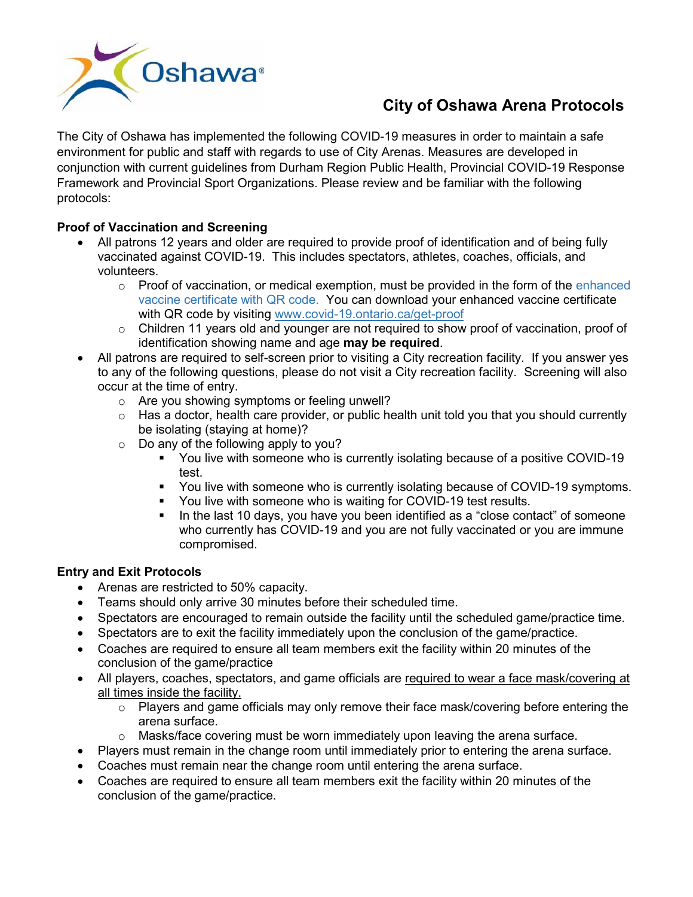# City of Oshawa Arena Protocols

The City of Oshawa has implemented the following COVID-19 measures in order to maintain a safe environment for public and staff with regards to use of City Arenas. Measures are developed in conjunction with current guidelines from Durham Region Public Health, Provincial COVID-19 Response Framework and Provincial Sport Organizations. Please review and be familiar with the following protocols:

**Proof of Vaccination and Screening**

- All patrons 12 years and older are required to provide proof of identification and of being fully vaccinated against COVID-19. This includes spectators, athletes, coaches, officials, and volunteers.
  - Proof of vaccination, or medical exemption, must be provided in the form of the enhanced vaccine certificate with QR code. You can download your enhanced vaccine certificate with QR code by visiting www.covid-19.ontario.ca/get-proof
  - Children 11 years old and younger are not required to show proof of vaccination, proof of identification showing name and age **may be required**.
- All patrons are required to self-screen prior to visiting a City recreation facility. If you answer yes to any of the following questions, please do not visit a City recreation facility. Screening will also occur at the time of entry.
  - Are you showing symptoms or feeling unwell?
  - Has a doctor, health care provider, or public health unit told you that you should currently be isolating (staying at home)?
  - Do any of the following apply to you?
    - You live with someone who is currently isolating because of a positive COVID-19 test.
    - You live with someone who is currently isolating because of COVID-19 symptoms.
    - You live with someone who is waiting for COVID-19 test results.
    - In the last 10 days, you have you been identified as a "close contact" of someone who currently has COVID-19 and you are not fully vaccinated or you are immune compromised.

**Entry and Exit Protocols**

- Arenas are restricted to 50% capacity.
- Teams should only arrive 30 minutes before their scheduled time.
- Spectators are encouraged to remain outside the facility until the scheduled game/practice time.
- Spectators are to exit the facility immediately upon the conclusion of the game/practice.
- Coaches are required to ensure all team members exit the facility within 20 minutes of the conclusion of the game/practice
- All players, coaches, spectators, and game officials are required to wear a face mask/covering at all times inside the facility.
  - Players and game officials may only remove their face mask/covering before entering the arena surface.
  - Masks/face covering must be worn immediately upon leaving the arena surface.
- Players must remain in the change room until immediately prior to entering the arena surface.
- Coaches must remain near the change room until entering the arena surface.
- Coaches are required to ensure all team members exit the facility within 20 minutes of the conclusion of the game/practice.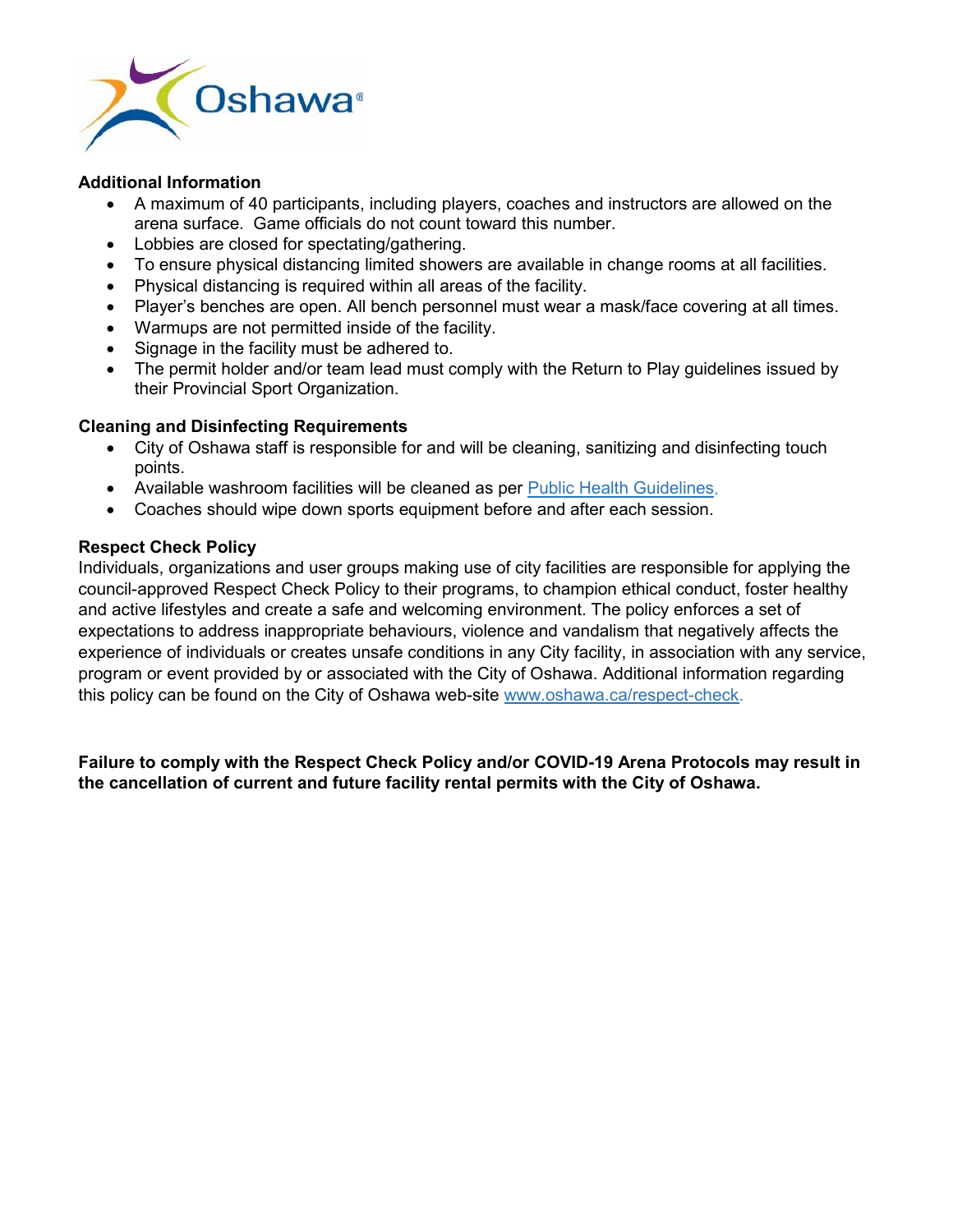### Additional Information

- A maximum of 40 participants, including players, coaches and instructors are allowed on the arena surface. Game officials do not count toward this number.
- Lobbies are closed for spectating/gathering.
- To ensure physical distancing limited showers are available in change rooms at all facilities.
- Physical distancing is required within all areas of the facility.
- Player's benches are open. All bench personnel must wear a mask/face covering at all times.
- Warmups are not permitted inside of the facility.
- Signage in the facility must be adhered to.
- The permit holder and/or team lead must comply with the Return to Play guidelines issued by their Provincial Sport Organization.

### Cleaning and Disinfecting Requirements

- City of Oshawa staff is responsible for and will be cleaning, sanitizing and disinfecting touch points.
- Available washroom facilities will be cleaned as per Public Health Guidelines.
- Coaches should wipe down sports equipment before and after each session.

### Respect Check Policy

Individuals, organizations and user groups making use of city facilities are responsible for applying the council-approved Respect Check Policy to their programs, to champion ethical conduct, foster healthy and active lifestyles and create a safe and welcoming environment. The policy enforces a set of expectations to address inappropriate behaviours, violence and vandalism that negatively affects the experience of individuals or creates unsafe conditions in any City facility, in association with any service, program or event provided by or associated with the City of Oshawa. Additional information regarding this policy can be found on the City of Oshawa web-site www.oshawa.ca/respect-check.

**Failure to comply with the Respect Check Policy and/or COVID-19 Arena Protocols may result in the cancellation of current and future facility rental permits with the City of Oshawa.**